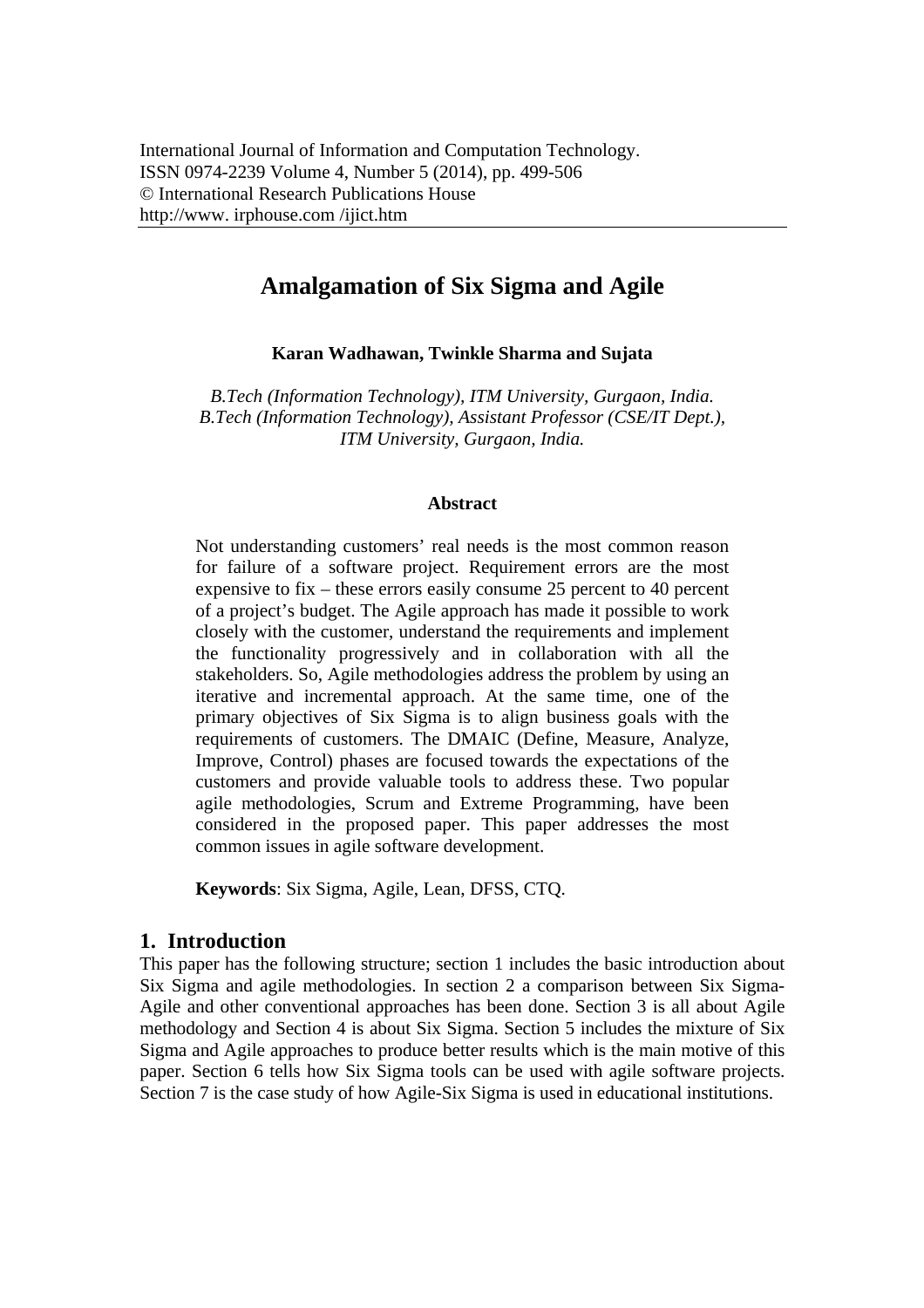# Amalgamation of Six Sigma and Agile

**Karan Wadhawan, Twinkle Sharma and Sujata**

*B.Tech (Information Technology), ITM University, Gurgaon, India.*
*B.Tech (Information Technology), Assistant Professor (CSE/IT Dept.), ITM University, Gurgaon, India.*

### Abstract

Not understanding customers' real needs is the most common reason for failure of a software project. Requirement errors are the most expensive to fix – these errors easily consume 25 percent to 40 percent of a project's budget. The Agile approach has made it possible to work closely with the customer, understand the requirements and implement the functionality progressively and in collaboration with all the stakeholders. So, Agile methodologies address the problem by using an iterative and incremental approach. At the same time, one of the primary objectives of Six Sigma is to align business goals with the requirements of customers. The DMAIC (Define, Measure, Analyze, Improve, Control) phases are focused towards the expectations of the customers and provide valuable tools to address these. Two popular agile methodologies, Scrum and Extreme Programming, have been considered in the proposed paper. This paper addresses the most common issues in agile software development.

**Keywords**: Six Sigma, Agile, Lean, DFSS, CTQ.

## 1. Introduction

This paper has the following structure; section 1 includes the basic introduction about Six Sigma and agile methodologies. In section 2 a comparison between Six Sigma-Agile and other conventional approaches has been done. Section 3 is all about Agile methodology and Section 4 is about Six Sigma. Section 5 includes the mixture of Six Sigma and Agile approaches to produce better results which is the main motive of this paper. Section 6 tells how Six Sigma tools can be used with agile software projects. Section 7 is the case study of how Agile-Six Sigma is used in educational institutions.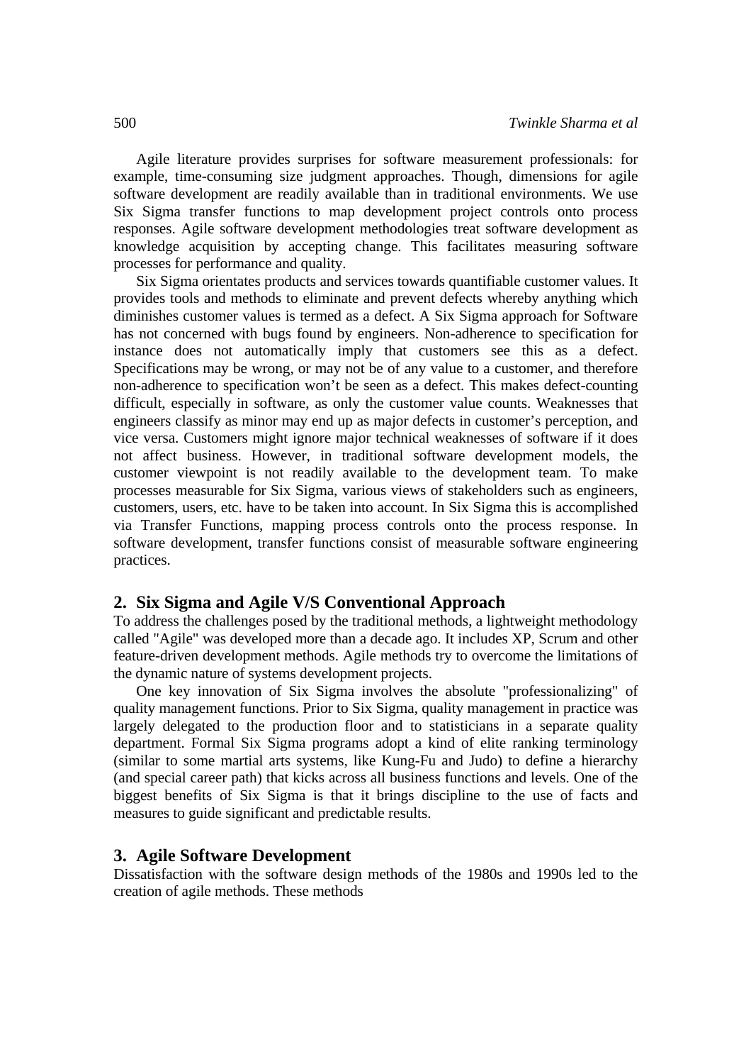Agile literature provides surprises for software measurement professionals: for example, time-consuming size judgment approaches. Though, dimensions for agile software development are readily available than in traditional environments. We use Six Sigma transfer functions to map development project controls onto process responses. Agile software development methodologies treat software development as knowledge acquisition by accepting change. This facilitates measuring software processes for performance and quality.

Six Sigma orientates products and services towards quantifiable customer values. It provides tools and methods to eliminate and prevent defects whereby anything which diminishes customer values is termed as a defect. A Six Sigma approach for Software has not concerned with bugs found by engineers. Non-adherence to specification for instance does not automatically imply that customers see this as a defect. Specifications may be wrong, or may not be of any value to a customer, and therefore non-adherence to specification won't be seen as a defect. This makes defect-counting difficult, especially in software, as only the customer value counts. Weaknesses that engineers classify as minor may end up as major defects in customer's perception, and vice versa. Customers might ignore major technical weaknesses of software if it does not affect business. However, in traditional software development models, the customer viewpoint is not readily available to the development team. To make processes measurable for Six Sigma, various views of stakeholders such as engineers, customers, users, etc. have to be taken into account. In Six Sigma this is accomplished via Transfer Functions, mapping process controls onto the process response. In software development, transfer functions consist of measurable software engineering practices.

## 2. Six Sigma and Agile V/S Conventional Approach

To address the challenges posed by the traditional methods, a lightweight methodology called "Agile" was developed more than a decade ago. It includes XP, Scrum and other feature-driven development methods. Agile methods try to overcome the limitations of the dynamic nature of systems development projects.

One key innovation of Six Sigma involves the absolute "professionalizing" of quality management functions. Prior to Six Sigma, quality management in practice was largely delegated to the production floor and to statisticians in a separate quality department. Formal Six Sigma programs adopt a kind of elite ranking terminology (similar to some martial arts systems, like Kung-Fu and Judo) to define a hierarchy (and special career path) that kicks across all business functions and levels. One of the biggest benefits of Six Sigma is that it brings discipline to the use of facts and measures to guide significant and predictable results.

## 3. Agile Software Development

Dissatisfaction with the software design methods of the 1980s and 1990s led to the creation of agile methods. These methods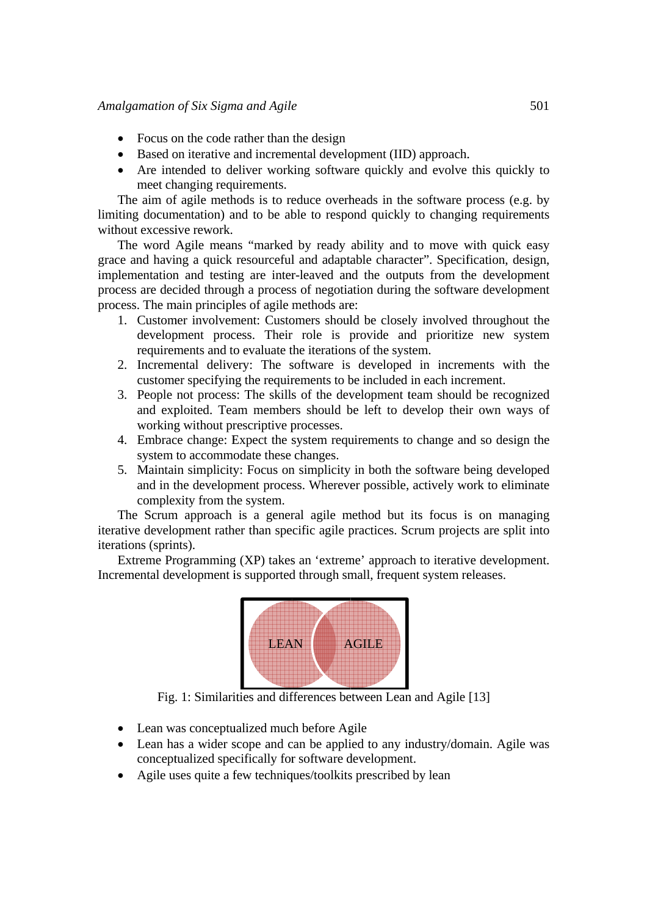- Focus on the code rather than the design
- Based on iterative and incremental development (IID) approach.
- Are intended to deliver working software quickly and evolve this quickly to meet changing requirements.

The aim of agile methods is to reduce overheads in the software process (e.g. by limiting documentation) and to be able to respond quickly to changing requirements without excessive rework.

The word Agile means "marked by ready ability and to move with quick easy grace and having a quick resourceful and adaptable character". Specification, design, implementation and testing are inter-leaved and the outputs from the development process are decided through a process of negotiation during the software development process. The main principles of agile methods are:

1. Customer involvement: Customers should be closely involved throughout the development process. Their role is provide and prioritize new system requirements and to evaluate the iterations of the system.
2. Incremental delivery: The software is developed in increments with the customer specifying the requirements to be included in each increment.
3. People not process: The skills of the development team should be recognized and exploited. Team members should be left to develop their own ways of working without prescriptive processes.
4. Embrace change: Expect the system requirements to change and so design the system to accommodate these changes.
5. Maintain simplicity: Focus on simplicity in both the software being developed and in the development process. Wherever possible, actively work to eliminate complexity from the system.

The Scrum approach is a general agile method but its focus is on managing iterative development rather than specific agile practices. Scrum projects are split into iterations (sprints).

Extreme Programming (XP) takes an 'extreme' approach to iterative development. Incremental development is supported through small, frequent system releases.

LEAN AGILE

Fig. 1: Similarities and differences between Lean and Agile [13]

- Lean was conceptualized much before Agile
- Lean has a wider scope and can be applied to any industry/domain. Agile was conceptualized specifically for software development.
- Agile uses quite a few techniques/toolkits prescribed by lean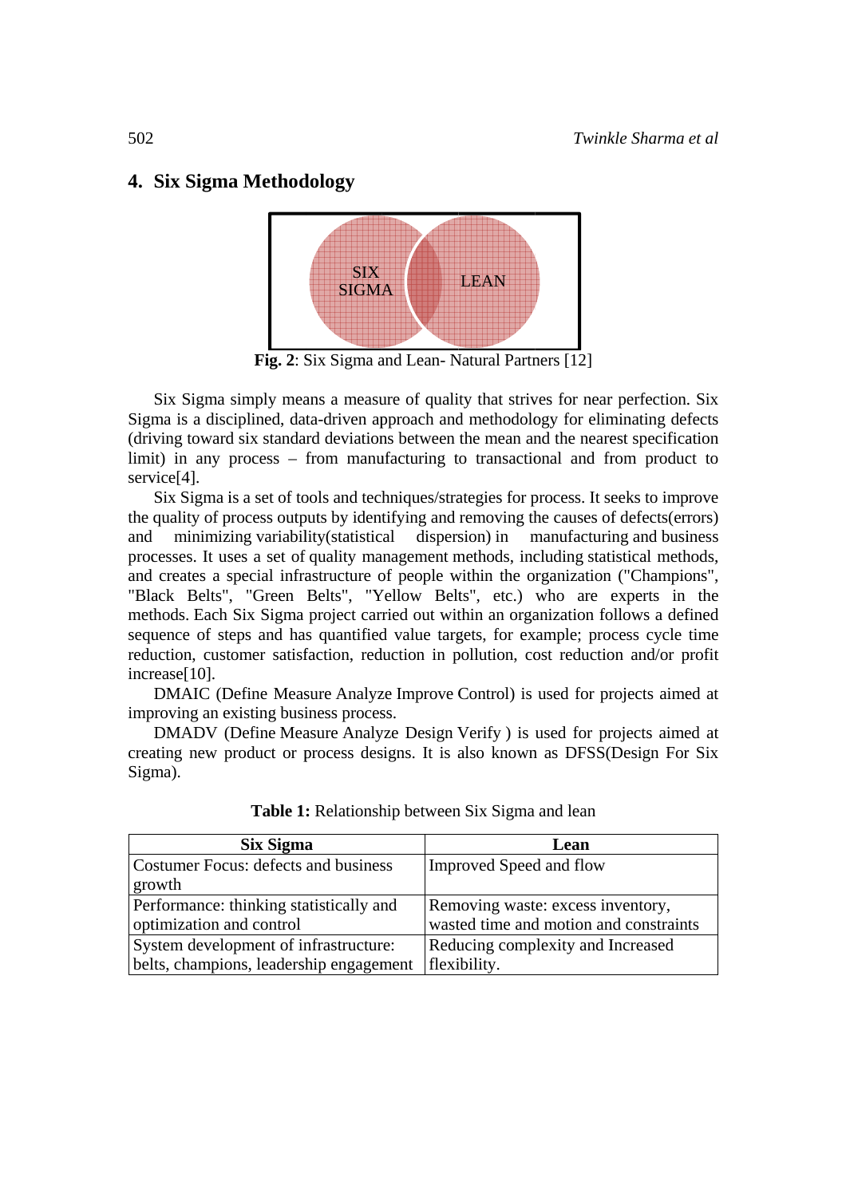## 4. Six Sigma Methodology

**Fig. 2**: Six Sigma and Lean- Natural Partners [12]

Six Sigma simply means a measure of quality that strives for near perfection. Six Sigma is a disciplined, data-driven approach and methodology for eliminating defects (driving toward six standard deviations between the mean and the nearest specification limit) in any process – from manufacturing to transactional and from product to service[4].

Six Sigma is a set of tools and techniques/strategies for process. It seeks to improve the quality of process outputs by identifying and removing the causes of defects(errors) and minimizing variability(statistical dispersion) in manufacturing and business processes. It uses a set of quality management methods, including statistical methods, and creates a special infrastructure of people within the organization ("Champions", "Black Belts", "Green Belts", "Yellow Belts", etc.) who are experts in the methods. Each Six Sigma project carried out within an organization follows a defined sequence of steps and has quantified value targets, for example; process cycle time reduction, customer satisfaction, reduction in pollution, cost reduction and/or profit increase[10].

DMAIC (Define Measure Analyze Improve Control) is used for projects aimed at improving an existing business process.

DMADV (Define Measure Analyze Design Verify ) is used for projects aimed at creating new product or process designs. It is also known as DFSS(Design For Six Sigma).

**Table 1:** Relationship between Six Sigma and lean

| Six Sigma | Lean |
|---|---|
| Costumer Focus: defects and business growth | Improved Speed and flow |
| Performance: thinking statistically and optimization and control | Removing waste: excess inventory, wasted time and motion and constraints |
| System development of infrastructure: belts, champions, leadership engagement | Reducing complexity and Increased flexibility. |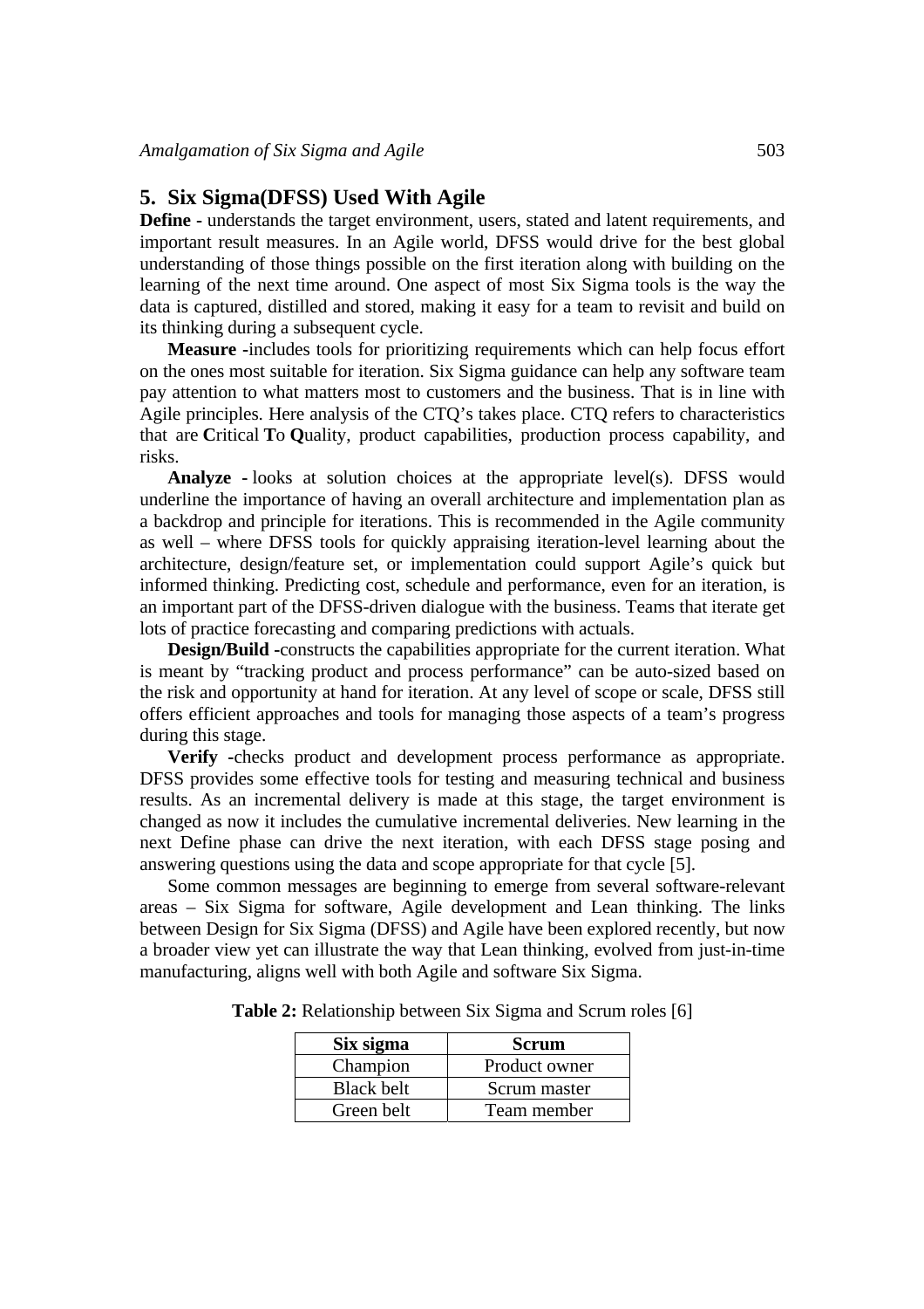## 5. Six Sigma(DFSS) Used With Agile

**Define -** understands the target environment, users, stated and latent requirements, and important result measures. In an Agile world, DFSS would drive for the best global understanding of those things possible on the first iteration along with building on the learning of the next time around. One aspect of most Six Sigma tools is the way the data is captured, distilled and stored, making it easy for a team to revisit and build on its thinking during a subsequent cycle.

**Measure -**includes tools for prioritizing requirements which can help focus effort on the ones most suitable for iteration. Six Sigma guidance can help any software team pay attention to what matters most to customers and the business. That is in line with Agile principles. Here analysis of the CTQ's takes place. CTQ refers to characteristics that are **C**ritical **T**o **Q**uality, product capabilities, production process capability, and risks.

**Analyze -** looks at solution choices at the appropriate level(s). DFSS would underline the importance of having an overall architecture and implementation plan as a backdrop and principle for iterations. This is recommended in the Agile community as well – where DFSS tools for quickly appraising iteration-level learning about the architecture, design/feature set, or implementation could support Agile's quick but informed thinking. Predicting cost, schedule and performance, even for an iteration, is an important part of the DFSS-driven dialogue with the business. Teams that iterate get lots of practice forecasting and comparing predictions with actuals.

**Design/Build -**constructs the capabilities appropriate for the current iteration. What is meant by "tracking product and process performance" can be auto-sized based on the risk and opportunity at hand for iteration. At any level of scope or scale, DFSS still offers efficient approaches and tools for managing those aspects of a team's progress during this stage.

**Verify -**checks product and development process performance as appropriate. DFSS provides some effective tools for testing and measuring technical and business results. As an incremental delivery is made at this stage, the target environment is changed as now it includes the cumulative incremental deliveries. New learning in the next Define phase can drive the next iteration, with each DFSS stage posing and answering questions using the data and scope appropriate for that cycle [5].

Some common messages are beginning to emerge from several software-relevant areas – Six Sigma for software, Agile development and Lean thinking. The links between Design for Six Sigma (DFSS) and Agile have been explored recently, but now a broader view yet can illustrate the way that Lean thinking, evolved from just-in-time manufacturing, aligns well with both Agile and software Six Sigma.

**Table 2:** Relationship between Six Sigma and Scrum roles [6]

| Six sigma | Scrum |
|---|---|
| Champion | Product owner |
| Black belt | Scrum master |
| Green belt | Team member |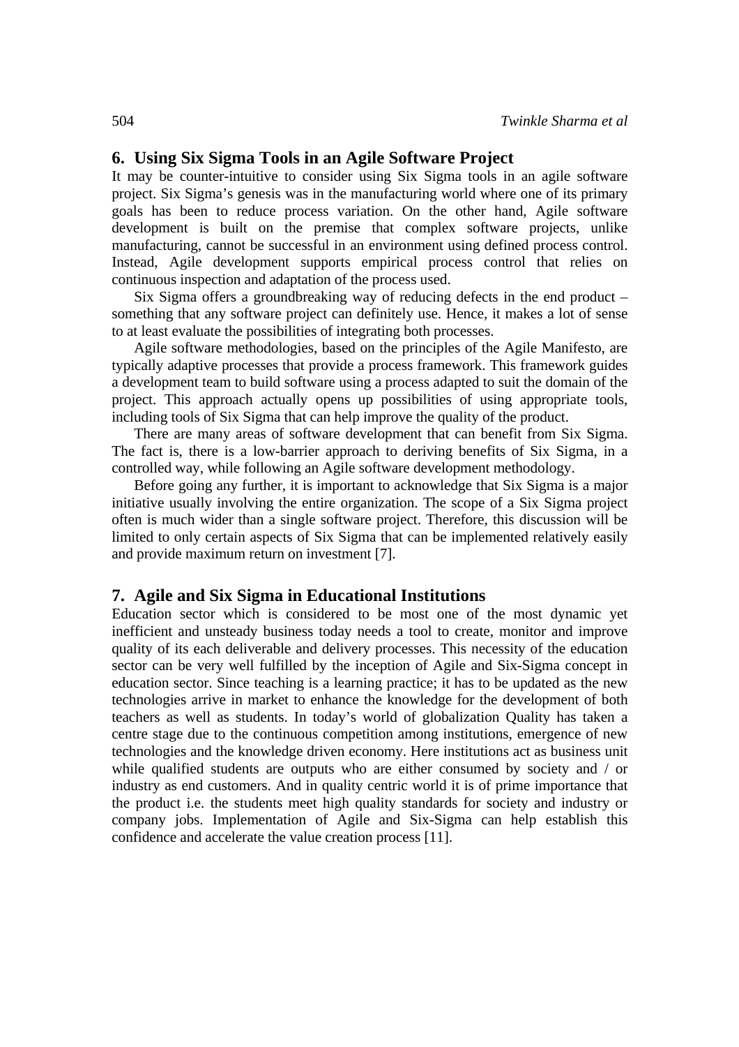## 6. Using Six Sigma Tools in an Agile Software Project

It may be counter-intuitive to consider using Six Sigma tools in an agile software project. Six Sigma's genesis was in the manufacturing world where one of its primary goals has been to reduce process variation. On the other hand, Agile software development is built on the premise that complex software projects, unlike manufacturing, cannot be successful in an environment using defined process control. Instead, Agile development supports empirical process control that relies on continuous inspection and adaptation of the process used.

Six Sigma offers a groundbreaking way of reducing defects in the end product – something that any software project can definitely use. Hence, it makes a lot of sense to at least evaluate the possibilities of integrating both processes.

Agile software methodologies, based on the principles of the Agile Manifesto, are typically adaptive processes that provide a process framework. This framework guides a development team to build software using a process adapted to suit the domain of the project. This approach actually opens up possibilities of using appropriate tools, including tools of Six Sigma that can help improve the quality of the product.

There are many areas of software development that can benefit from Six Sigma. The fact is, there is a low-barrier approach to deriving benefits of Six Sigma, in a controlled way, while following an Agile software development methodology.

Before going any further, it is important to acknowledge that Six Sigma is a major initiative usually involving the entire organization. The scope of a Six Sigma project often is much wider than a single software project. Therefore, this discussion will be limited to only certain aspects of Six Sigma that can be implemented relatively easily and provide maximum return on investment [7].

## 7. Agile and Six Sigma in Educational Institutions

Education sector which is considered to be most one of the most dynamic yet inefficient and unsteady business today needs a tool to create, monitor and improve quality of its each deliverable and delivery processes. This necessity of the education sector can be very well fulfilled by the inception of Agile and Six-Sigma concept in education sector. Since teaching is a learning practice; it has to be updated as the new technologies arrive in market to enhance the knowledge for the development of both teachers as well as students. In today's world of globalization Quality has taken a centre stage due to the continuous competition among institutions, emergence of new technologies and the knowledge driven economy. Here institutions act as business unit while qualified students are outputs who are either consumed by society and / or industry as end customers. And in quality centric world it is of prime importance that the product i.e. the students meet high quality standards for society and industry or company jobs. Implementation of Agile and Six-Sigma can help establish this confidence and accelerate the value creation process [11].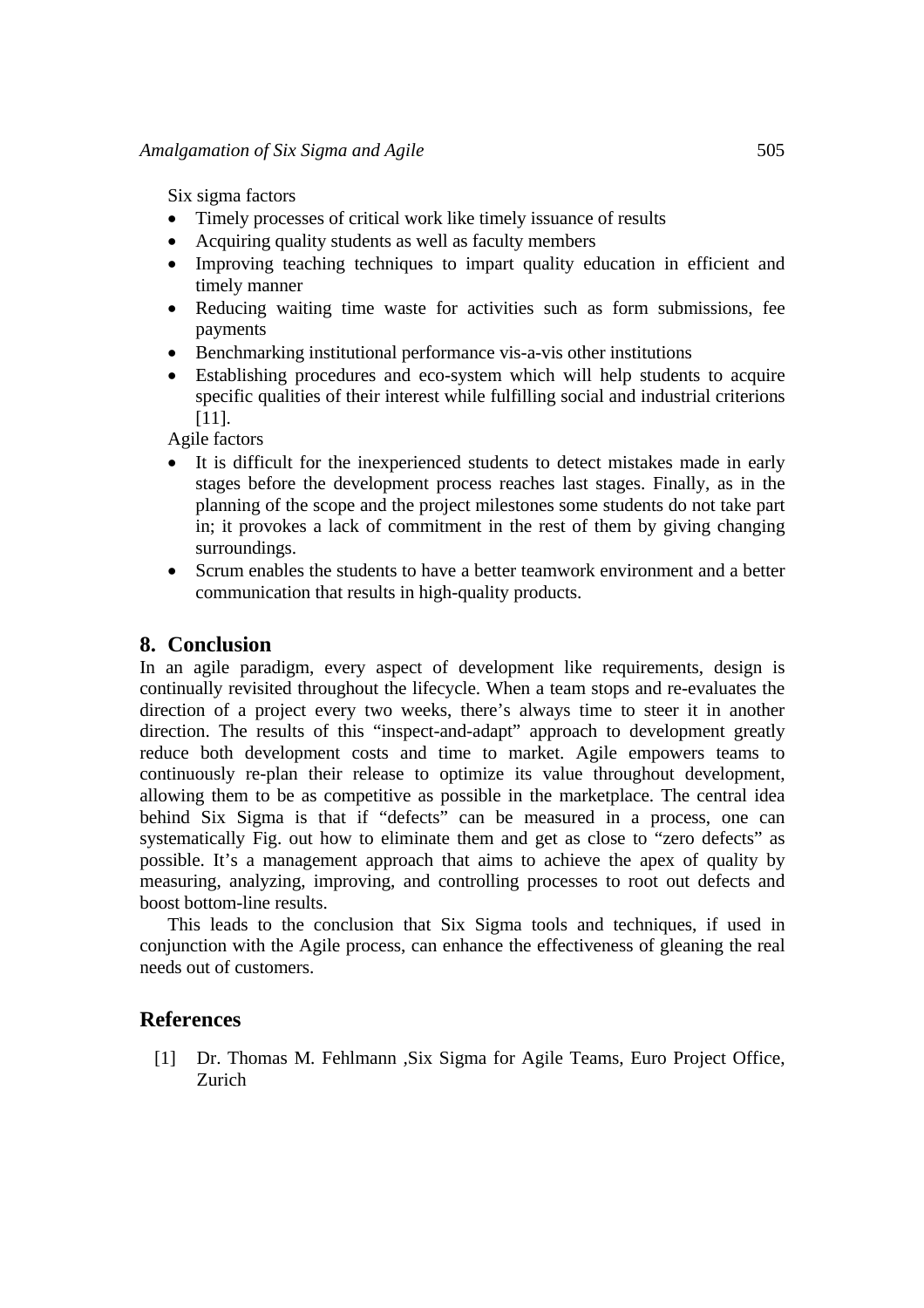Six sigma factors

- Timely processes of critical work like timely issuance of results
- Acquiring quality students as well as faculty members
- Improving teaching techniques to impart quality education in efficient and timely manner
- Reducing waiting time waste for activities such as form submissions, fee payments
- Benchmarking institutional performance vis-a-vis other institutions
- Establishing procedures and eco-system which will help students to acquire specific qualities of their interest while fulfilling social and industrial criterions [11].

Agile factors

- It is difficult for the inexperienced students to detect mistakes made in early stages before the development process reaches last stages. Finally, as in the planning of the scope and the project milestones some students do not take part in; it provokes a lack of commitment in the rest of them by giving changing surroundings.
- Scrum enables the students to have a better teamwork environment and a better communication that results in high-quality products.

## 8. Conclusion

In an agile paradigm, every aspect of development like requirements, design is continually revisited throughout the lifecycle. When a team stops and re-evaluates the direction of a project every two weeks, there's always time to steer it in another direction. The results of this "inspect-and-adapt" approach to development greatly reduce both development costs and time to market. Agile empowers teams to continuously re-plan their release to optimize its value throughout development, allowing them to be as competitive as possible in the marketplace. The central idea behind Six Sigma is that if "defects" can be measured in a process, one can systematically Fig. out how to eliminate them and get as close to "zero defects" as possible. It's a management approach that aims to achieve the apex of quality by measuring, analyzing, improving, and controlling processes to root out defects and boost bottom-line results.

This leads to the conclusion that Six Sigma tools and techniques, if used in conjunction with the Agile process, can enhance the effectiveness of gleaning the real needs out of customers.

## References

[1] Dr. Thomas M. Fehlmann ,Six Sigma for Agile Teams, Euro Project Office, Zurich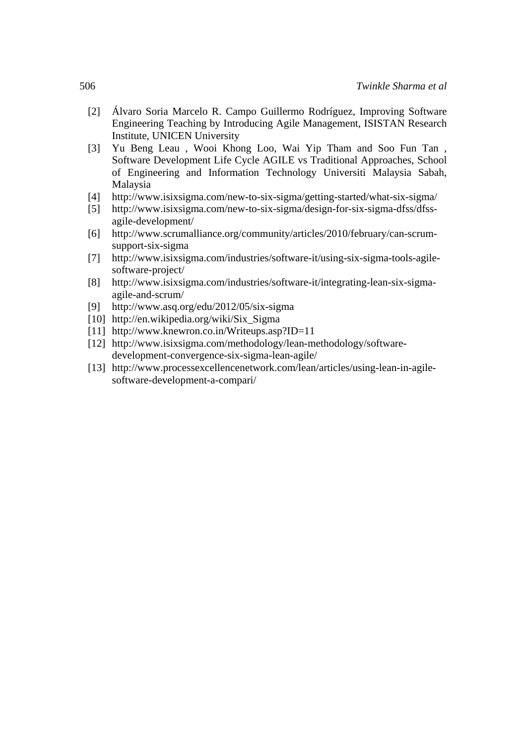[2] Álvaro Soria Marcelo R. Campo Guillermo Rodríguez, Improving Software Engineering Teaching by Introducing Agile Management, ISISTAN Research Institute, UNICEN University

[3] Yu Beng Leau , Wooi Khong Loo, Wai Yip Tham and Soo Fun Tan , Software Development Life Cycle AGILE vs Traditional Approaches, School of Engineering and Information Technology Universiti Malaysia Sabah, Malaysia

[4] http://www.isixsigma.com/new-to-six-sigma/getting-started/what-six-sigma/

[5] http://www.isixsigma.com/new-to-six-sigma/design-for-six-sigma-dfss/dfss-agile-development/

[6] http://www.scrumalliance.org/community/articles/2010/february/can-scrum-support-six-sigma

[7] http://www.isixsigma.com/industries/software-it/using-six-sigma-tools-agile-software-project/

[8] http://www.isixsigma.com/industries/software-it/integrating-lean-six-sigma-agile-and-scrum/

[9] http://www.asq.org/edu/2012/05/six-sigma

[10] http://en.wikipedia.org/wiki/Six_Sigma

[11] http://www.knewron.co.in/Writeups.asp?ID=11

[12] http://www.isixsigma.com/methodology/lean-methodology/software-development-convergence-six-sigma-lean-agile/

[13] http://www.processexcellencenetwork.com/lean/articles/using-lean-in-agile-software-development-a-compari/